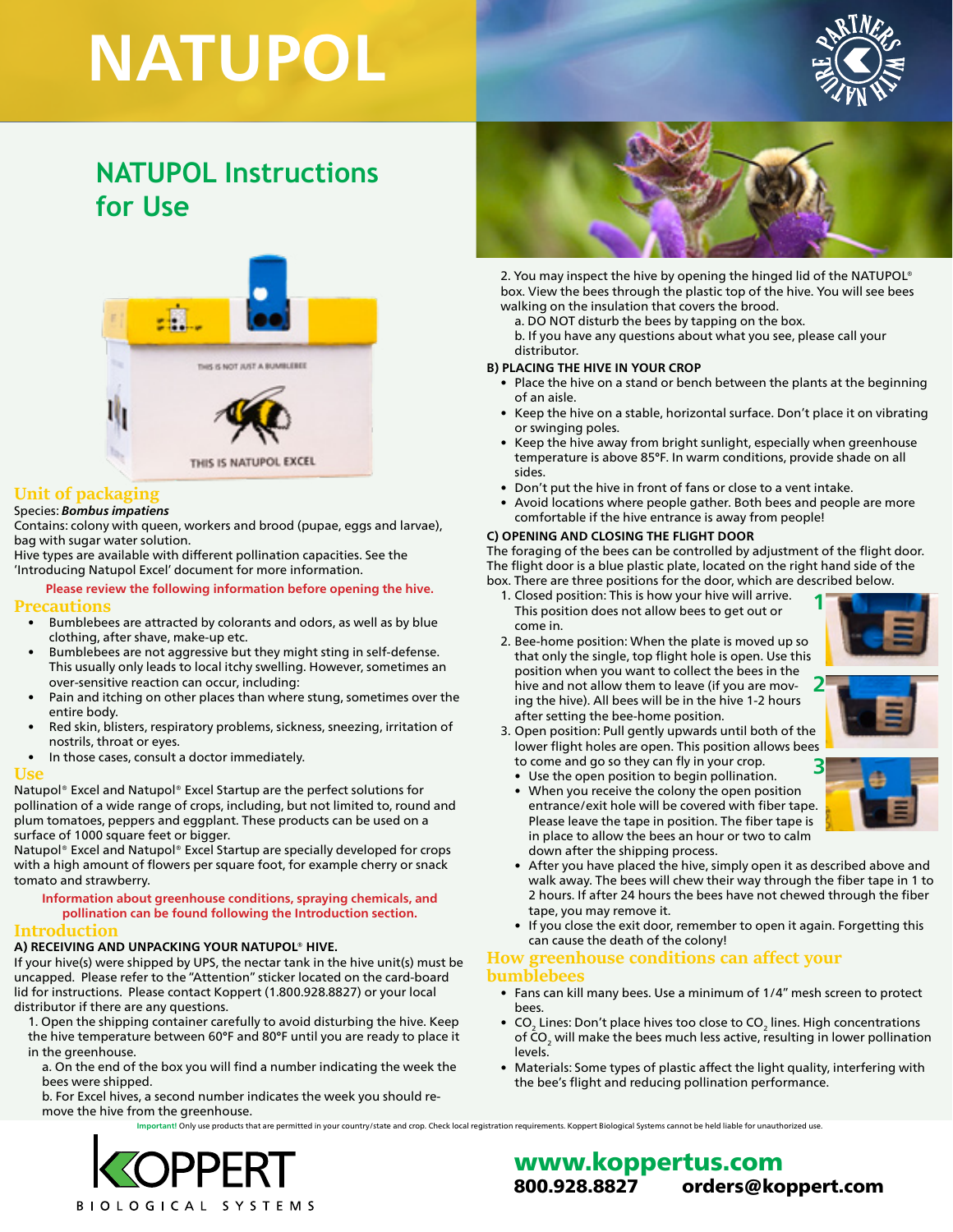# NATUPOL

## NATUPOL Instructions for Use

### Unit of packaging

Species: ***Bombus impatiens***

Contains: colony with queen, workers and brood (pupae, eggs and larvae), bag with sugar water solution.

Hive types are available with different pollination capacities. See the 'Introducing Natupol Excel' document for more information.

**Please review the following information before opening the hive.**

### Precautions

- Bumblebees are attracted by colorants and odors, as well as by blue clothing, after shave, make-up etc.
- Bumblebees are not aggressive but they might sting in self-defense. This usually only leads to local itchy swelling. However, sometimes an over-sensitive reaction can occur, including:
- Pain and itching on other places than where stung, sometimes over the entire body.
- Red skin, blisters, respiratory problems, sickness, sneezing, irritation of nostrils, throat or eyes.
- In those cases, consult a doctor immediately.

### Use

Natupol® Excel and Natupol® Excel Startup are the perfect solutions for pollination of a wide range of crops, including, but not limited to, round and plum tomatoes, peppers and eggplant. These products can be used on a surface of 1000 square feet or bigger.

Natupol® Excel and Natupol® Excel Startup are specially developed for crops with a high amount of flowers per square foot, for example cherry or snack tomato and strawberry.

**Information about greenhouse conditions, spraying chemicals, and pollination can be found following the Introduction section.**

### Introduction

**A) RECEIVING AND UNPACKING YOUR NATUPOL® HIVE.**

If your hive(s) were shipped by UPS, the nectar tank in the hive unit(s) must be uncapped. Please refer to the "Attention" sticker located on the card-board lid for instructions. Please contact Koppert (1.800.928.8827) or your local distributor if there are any questions.

1. Open the shipping container carefully to avoid disturbing the hive. Keep the hive temperature between 60°F and 80°F until you are ready to place it in the greenhouse.
   a. On the end of the box you will find a number indicating the week the bees were shipped.
   b. For Excel hives, a second number indicates the week you should remove the hive from the greenhouse.
2. You may inspect the hive by opening the hinged lid of the NATUPOL® box. View the bees through the plastic top of the hive. You will see bees walking on the insulation that covers the brood.
   a. DO NOT disturb the bees by tapping on the box.
   b. If you have any questions about what you see, please call your distributor.

**B) PLACING THE HIVE IN YOUR CROP**

- Place the hive on a stand or bench between the plants at the beginning of an aisle.
- Keep the hive on a stable, horizontal surface. Don't place it on vibrating or swinging poles.
- Keep the hive away from bright sunlight, especially when greenhouse temperature is above 85°F. In warm conditions, provide shade on all sides.
- Don't put the hive in front of fans or close to a vent intake.
- Avoid locations where people gather. Both bees and people are more comfortable if the hive entrance is away from people!

**C) OPENING AND CLOSING THE FLIGHT DOOR**

The foraging of the bees can be controlled by adjustment of the flight door. The flight door is a blue plastic plate, located on the right hand side of the box. There are three positions for the door, which are described below.

1. Closed position: This is how your hive will arrive. This position does not allow bees to get out or come in.
2. Bee-home position: When the plate is moved up so that only the single, top flight hole is open. Use this position when you want to collect the bees in the hive and not allow them to leave (if you are moving the hive). All bees will be in the hive 1-2 hours after setting the bee-home position.
3. Open position: Pull gently upwards until both of the lower flight holes are open. This position allows bees to come and go so they can fly in your crop.
   - Use the open position to begin pollination.
   - When you receive the colony the open position entrance/exit hole will be covered with fiber tape. Please leave the tape in position. The fiber tape is in place to allow the bees an hour or two to calm down after the shipping process.
   - After you have placed the hive, simply open it as described above and walk away. The bees will chew their way through the fiber tape in 1 to 2 hours. If after 24 hours the bees have not chewed through the fiber tape, you may remove it.
   - If you close the exit door, remember to open it again. Forgetting this can cause the death of the colony!

### How greenhouse conditions can affect your bumblebees

- Fans can kill many bees. Use a minimum of 1/4" mesh screen to protect bees.
- $CO_2$ Lines: Don't place hives too close to $CO_2$ lines. High concentrations of $CO_2$ will make the bees much less active, resulting in lower pollination levels.
- Materials: Some types of plastic affect the light quality, interfering with the bee's flight and reducing pollination performance.

**Important!** Only use products that are permitted in your country/state and crop. Check local registration requirements. Koppert Biological Systems cannot be held liable for unauthorized use.

KOPPERT BIOLOGICAL SYSTEMS

**www.koppertus.com**
**800.928.8827** **orders@koppert.com**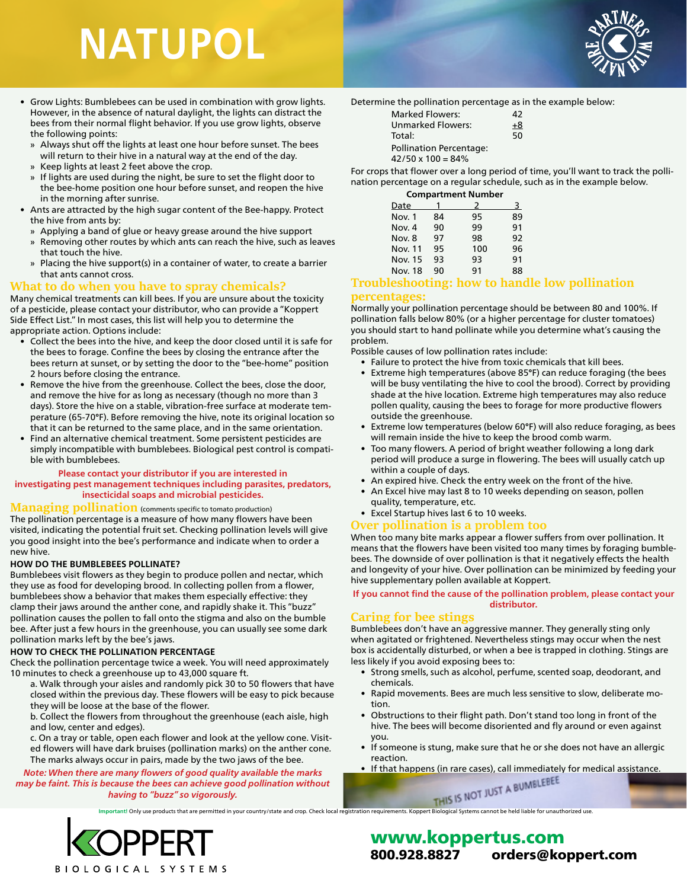# NATUPOL

- Grow Lights: Bumblebees can be used in combination with grow lights. However, in the absence of natural daylight, the lights can distract the bees from their normal flight behavior. If you use grow lights, observe the following points:
  - Always shut off the lights at least one hour before sunset. The bees will return to their hive in a natural way at the end of the day.
  - Keep lights at least 2 feet above the crop.
  - If lights are used during the night, be sure to set the flight door to the bee-home position one hour before sunset, and reopen the hive in the morning after sunrise.
- Ants are attracted by the high sugar content of the Bee-happy. Protect the hive from ants by:
  - Applying a band of glue or heavy grease around the hive support
  - Removing other routes by which ants can reach the hive, such as leaves that touch the hive.
  - Placing the hive support(s) in a container of water, to create a barrier that ants cannot cross.

## What to do when you have to spray chemicals?

Many chemical treatments can kill bees. If you are unsure about the toxicity of a pesticide, please contact your distributor, who can provide a "Koppert Side Effect List." In most cases, this list will help you to determine the appropriate action. Options include:

- Collect the bees into the hive, and keep the door closed until it is safe for the bees to forage. Confine the bees by closing the entrance after the bees return at sunset, or by setting the door to the "bee-home" position 2 hours before closing the entrance.
- Remove the hive from the greenhouse. Collect the bees, close the door, and remove the hive for as long as necessary (though no more than 3 days). Store the hive on a stable, vibration-free surface at moderate temperature (65-70°F). Before removing the hive, note its original location so that it can be returned to the same place, and in the same orientation.
- Find an alternative chemical treatment. Some persistent pesticides are simply incompatible with bumblebees. Biological pest control is compatible with bumblebees.

**Please contact your distributor if you are interested in investigating pest management techniques including parasites, predators, insecticidal soaps and microbial pesticides.**

## Managing pollination (comments specific to tomato production)

The pollination percentage is a measure of how many flowers have been visited, indicating the potential fruit set. Checking pollination levels will give you good insight into the bee's performance and indicate when to order a new hive.

### HOW DO THE BUMBLEBEES POLLINATE?

Bumblebees visit flowers as they begin to produce pollen and nectar, which they use as food for developing brood. In collecting pollen from a flower, bumblebees show a behavior that makes them especially effective: they clamp their jaws around the anther cone, and rapidly shake it. This "buzz" pollination causes the pollen to fall onto the stigma and also on the bumble bee. After just a few hours in the greenhouse, you can usually see some dark pollination marks left by the bee's jaws.

### HOW TO CHECK THE POLLINATION PERCENTAGE

Check the pollination percentage twice a week. You will need approximately 10 minutes to check a greenhouse up to 43,000 square ft.

a. Walk through your aisles and randomly pick 30 to 50 flowers that have closed within the previous day. These flowers will be easy to pick because they will be loose at the base of the flower.

b. Collect the flowers from throughout the greenhouse (each aisle, high and low, center and edges).

c. On a tray or table, open each flower and look at the yellow cone. Visited flowers will have dark bruises (pollination marks) on the anther cone. The marks always occur in pairs, made by the two jaws of the bee.

***Note: When there are many flowers of good quality available the marks may be faint. This is because the bees can achieve good pollination without having to "buzz" so vigorously.***

Determine the pollination percentage as in the example below:

| | |
|---|---|
| Marked Flowers: | 42 |
| Unmarked Flowers: | +8 |
| Total: | 50 |

Pollination Percentage:
42/50 x 100 = 84%

For crops that flower over a long period of time, you'll want to track the pollination percentage on a regular schedule, such as in the example below.

| | Compartment Number | | |
|---|---|---|---|
| Date | 1 | 2 | 3 |
| Nov. 1 | 84 | 95 | 89 |
| Nov. 4 | 90 | 99 | 91 |
| Nov. 8 | 97 | 98 | 92 |
| Nov. 11 | 95 | 100 | 96 |
| Nov. 15 | 93 | 93 | 91 |
| Nov. 18 | 90 | 91 | 88 |

## Troubleshooting: how to handle low pollination percentages:

Normally your pollination percentage should be between 80 and 100%. If pollination falls below 80% (or a higher percentage for cluster tomatoes) you should start to hand pollinate while you determine what's causing the problem.

Possible causes of low pollination rates include:

- Failure to protect the hive from toxic chemicals that kill bees.
- Extreme high temperatures (above 85°F) can reduce foraging (the bees will be busy ventilating the hive to cool the brood). Correct by providing shade at the hive location. Extreme high temperatures may also reduce pollen quality, causing the bees to forage for more productive flowers outside the greenhouse.
- Extreme low temperatures (below 60°F) will also reduce foraging, as bees will remain inside the hive to keep the brood comb warm.
- Too many flowers. A period of bright weather following a long dark period will produce a surge in flowering. The bees will usually catch up within a couple of days.
- An expired hive. Check the entry week on the front of the hive.
- An Excel hive may last 8 to 10 weeks depending on season, pollen quality, temperature, etc.
- Excel Startup hives last 6 to 10 weeks.

## Over pollination is a problem too

When too many bite marks appear a flower suffers from over pollination. It means that the flowers have been visited too many times by foraging bumblebees. The downside of over pollination is that it negatively effects the health and longevity of your hive. Over pollination can be minimized by feeding your hive supplementary pollen available at Koppert.

**If you cannot find the cause of the pollination problem, please contact your distributor.**

## Caring for bee stings

Bumblebees don't have an aggressive manner. They generally sting only when agitated or frightened. Nevertheless stings may occur when the nest box is accidentally disturbed, or when a bee is trapped in clothing. Stings are less likely if you avoid exposing bees to:

- Strong smells, such as alcohol, perfume, scented soap, deodorant, and chemicals.
- Rapid movements. Bees are much less sensitive to slow, deliberate motion.
- Obstructions to their flight path. Don't stand too long in front of the hive. The bees will become disoriented and fly around or even against you.
- If someone is stung, make sure that he or she does not have an allergic reaction.
- If that happens (in rare cases), call immediately for medical assistance.

THIS IS NOT JUST A BUMBLEBEE

**Important!** Only use products that are permitted in your country/state and crop. Check local registration requirements. Koppert Biological Systems cannot be held liable for unauthorized use.

KOPPERT BIOLOGICAL SYSTEMS

**www.koppertus.com**
**800.928.8827** **orders@koppert.com**